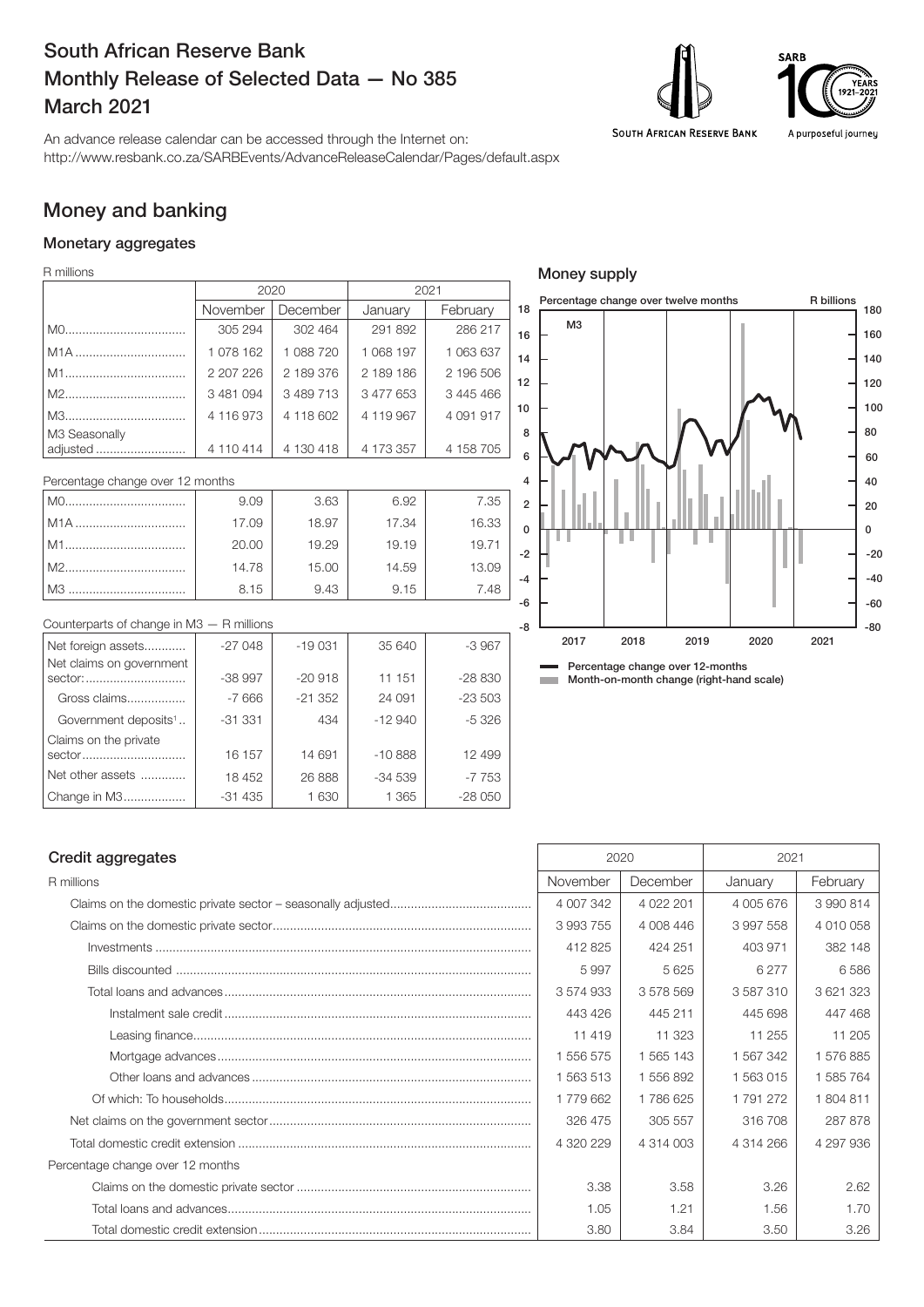# South African Reserve Bank
# Monthly Release of Selected Data — No 385
# March 2021

An advance release calendar can be accessed through the Internet on:
http://www.resbank.co.za/SARBEvents/AdvanceReleaseCalendar/Pages/default.aspx

## Money and banking

### Monetary aggregates

R millions

| | 2020 | | 2021 | |
|---|---|---|---|---|
| | November | December | January | February |
| M0 | 305 294 | 302 464 | 291 892 | 286 217 |
| M1A | 1 078 162 | 1 088 720 | 1 068 197 | 1 063 637 |
| M1 | 2 207 226 | 2 189 376 | 2 189 186 | 2 196 506 |
| M2 | 3 481 094 | 3 489 713 | 3 477 653 | 3 445 466 |
| M3 | 4 116 973 | 4 118 602 | 4 119 967 | 4 091 917 |
| M3 Seasonally adjusted | 4 110 414 | 4 130 418 | 4 173 357 | 4 158 705 |

Percentage change over 12 months

| | November | December | January | February |
|---|---|---|---|---|
| M0 | 9.09 | 3.63 | 6.92 | 7.35 |
| M1A | 17.09 | 18.97 | 17.34 | 16.33 |
| M1 | 20.00 | 19.29 | 19.19 | 19.71 |
| M2 | 14.78 | 15.00 | 14.59 | 13.09 |
| M3 | 8.15 | 9.43 | 9.15 | 7.48 |

Counterparts of change in M3 — R millions

| | November | December | January | February |
|---|---|---|---|---|
| Net foreign assets | -27 048 | -19 031 | 35 640 | -3 967 |
| Net claims on government sector: | -38 997 | -20 918 | 11 151 | -28 830 |
| Gross claims | -7 666 | -21 352 | 24 091 | -23 503 |
| Government deposits[1] | -31 331 | 434 | -12 940 | -5 326 |
| Claims on the private sector | 16 157 | 14 691 | -10 888 | 12 499 |
| Net other assets | 18 452 | 26 888 | -34 539 | -7 753 |
| Change in M3 | -31 435 | 1 630 | 1 365 | -28 050 |

### Money supply

Percentage change over twelve months — R billions

M3

Percentage change over 12-months
Month-on-month change (right-hand scale)

### Credit aggregates

| R millions | 2020 | | 2021 | |
|---|---|---|---|---|
| | November | December | January | February |
| Claims on the domestic private sector – seasonally adjusted | 4 007 342 | 4 022 201 | 4 005 676 | 3 990 814 |
| Claims on the domestic private sector | 3 993 755 | 4 008 446 | 3 997 558 | 4 010 058 |
| Investments | 412 825 | 424 251 | 403 971 | 382 148 |
| Bills discounted | 5 997 | 5 625 | 6 277 | 6 586 |
| Total loans and advances | 3 574 933 | 3 578 569 | 3 587 310 | 3 621 323 |
| Instalment sale credit | 443 426 | 445 211 | 445 698 | 447 468 |
| Leasing finance | 11 419 | 11 323 | 11 255 | 11 205 |
| Mortgage advances | 1 556 575 | 1 565 143 | 1 567 342 | 1 576 885 |
| Other loans and advances | 1 563 513 | 1 556 892 | 1 563 015 | 1 585 764 |
| Of which: To households | 1 779 662 | 1 786 625 | 1 791 272 | 1 804 811 |
| Net claims on the government sector | 326 475 | 305 557 | 316 708 | 287 878 |
| Total domestic credit extension | 4 320 229 | 4 314 003 | 4 314 266 | 4 297 936 |
| Percentage change over 12 months | | | | |
| Claims on the domestic private sector | 3.38 | 3.58 | 3.26 | 2.62 |
| Total loans and advances | 1.05 | 1.21 | 1.56 | 1.70 |
| Total domestic credit extension | 3.80 | 3.84 | 3.50 | 3.26 |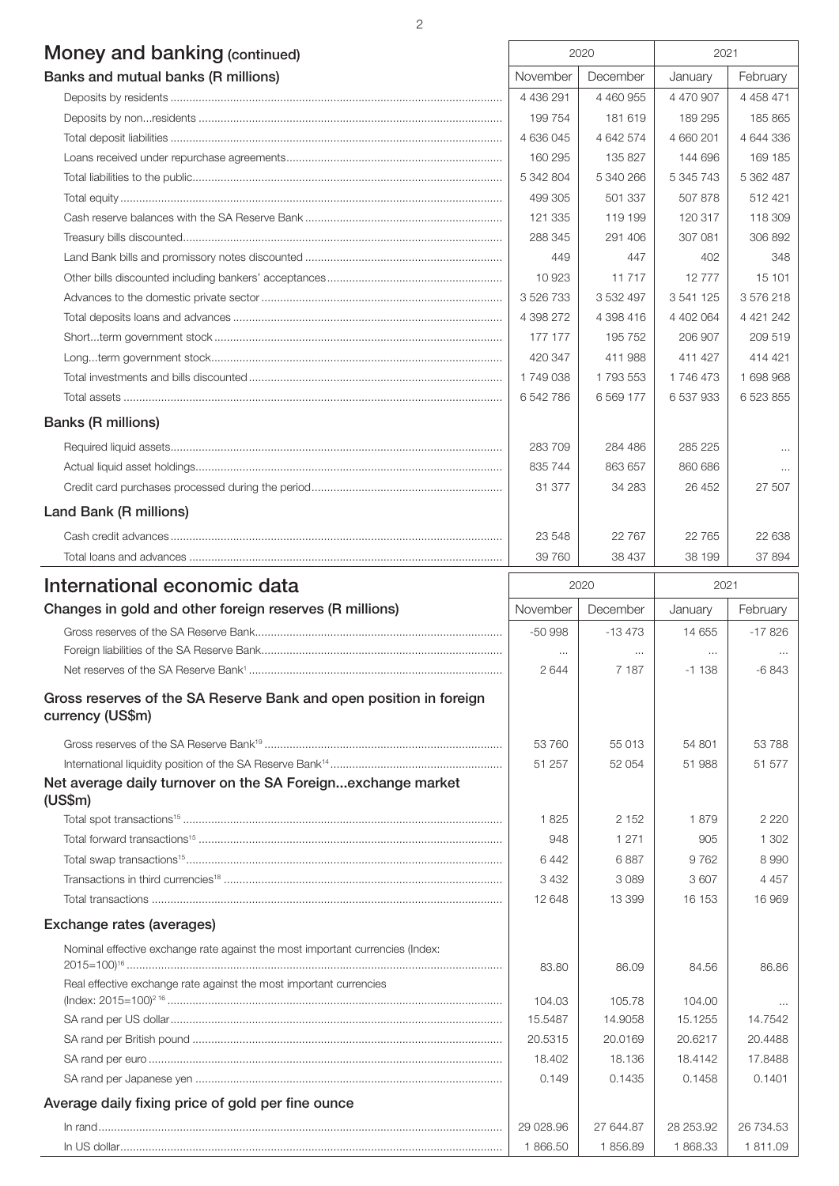## Money and banking (continued)

| Banks and mutual banks (R millions) | 2020 | | 2021 | |
|---|---|---|---|---|
| | November | December | January | February |
| Deposits by residents | 4 436 291 | 4 460 955 | 4 470 907 | 4 458 471 |
| Deposits by non...residents | 199 754 | 181 619 | 189 295 | 185 865 |
| Total deposit liabilities | 4 636 045 | 4 642 574 | 4 660 201 | 4 644 336 |
| Loans received under repurchase agreements | 160 295 | 135 827 | 144 696 | 169 185 |
| Total liabilities to the public | 5 342 804 | 5 340 266 | 5 345 743 | 5 362 487 |
| Total equity | 499 305 | 501 337 | 507 878 | 512 421 |
| Cash reserve balances with the SA Reserve Bank | 121 335 | 119 199 | 120 317 | 118 309 |
| Treasury bills discounted | 288 345 | 291 406 | 307 081 | 306 892 |
| Land Bank bills and promissory notes discounted | 449 | 447 | 402 | 348 |
| Other bills discounted including bankers' acceptances | 10 923 | 11 717 | 12 777 | 15 101 |
| Advances to the domestic private sector | 3 526 733 | 3 532 497 | 3 541 125 | 3 576 218 |
| Total deposits loans and advances | 4 398 272 | 4 398 416 | 4 402 064 | 4 421 242 |
| Short...term government stock | 177 177 | 195 752 | 206 907 | 209 519 |
| Long...term government stock | 420 347 | 411 988 | 411 427 | 414 421 |
| Total investments and bills discounted | 1 749 038 | 1 793 553 | 1 746 473 | 1 698 968 |
| Total assets | 6 542 786 | 6 569 177 | 6 537 933 | 6 523 855 |
| **Banks (R millions)** | | | | |
| Required liquid assets | 283 709 | 284 486 | 285 225 | ... |
| Actual liquid asset holdings | 835 744 | 863 657 | 860 686 | ... |
| Credit card purchases processed during the period | 31 377 | 34 283 | 26 452 | 27 507 |
| **Land Bank (R millions)** | | | | |
| Cash credit advances | 23 548 | 22 767 | 22 765 | 22 638 |
| Total loans and advances | 39 760 | 38 437 | 38 199 | 37 894 |

## International economic data

| Changes in gold and other foreign reserves (R millions) | 2020 | | 2021 | |
|---|---|---|---|---|
| | November | December | January | February |
| Gross reserves of the SA Reserve Bank | -50 998 | -13 473 | 14 655 | -17 826 |
| Foreign liabilities of the SA Reserve Bank | ... | ... | ... | ... |
| Net reserves of the SA Reserve Bank[1] | 2 644 | 7 187 | -1 138 | -6 843 |
| **Gross reserves of the SA Reserve Bank and open position in foreign currency (US$m)** | | | | |
| Gross reserves of the SA Reserve Bank[19] | 53 760 | 55 013 | 54 801 | 53 788 |
| International liquidity position of the SA Reserve Bank[14] | 51 257 | 52 054 | 51 988 | 51 577 |
| **Net average daily turnover on the SA Foreign...exchange market (US$m)** | | | | |
| Total spot transactions[15] | 1 825 | 2 152 | 1 879 | 2 220 |
| Total forward transactions[15] | 948 | 1 271 | 905 | 1 302 |
| Total swap transactions[15] | 6 442 | 6 887 | 9 762 | 8 990 |
| Transactions in third currencies[18] | 3 432 | 3 089 | 3 607 | 4 457 |
| Total transactions | 12 648 | 13 399 | 16 153 | 16 969 |
| **Exchange rates (averages)** | | | | |
| Nominal effective exchange rate against the most important currencies (Index: 2015=100)[16] | 83.80 | 86.09 | 84.56 | 86.86 |
| Real effective exchange rate against the most important currencies (Index: 2015=100)[2 16] | 104.03 | 105.78 | 104.00 | ... |
| SA rand per US dollar | 15.5487 | 14.9058 | 15.1255 | 14.7542 |
| SA rand per British pound | 20.5315 | 20.0169 | 20.6217 | 20.4488 |
| SA rand per euro | 18.402 | 18.136 | 18.4142 | 17.8488 |
| SA rand per Japanese yen | 0.149 | 0.1435 | 0.1458 | 0.1401 |
| **Average daily fixing price of gold per fine ounce** | | | | |
| In rand | 29 028.96 | 27 644.87 | 28 253.92 | 26 734.53 |
| In US dollar | 1 866.50 | 1 856.89 | 1 868.33 | 1 811.09 |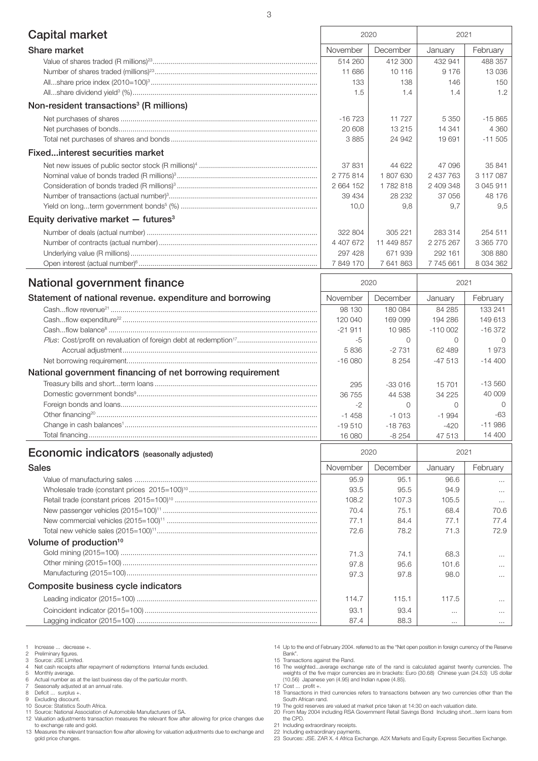## Capital market

| | 2020 | | 2021 | |
|---|---|---|---|---|
| **Share market** | November | December | January | February |
| Value of shares traded (R millions)[23] | 514 260 | 412 300 | 432 941 | 488 357 |
| Number of shares traded (millions)[23] | 11 686 | 10 116 | 9 176 | 13 036 |
| All...share price index (2010=100)[3] | 133 | 138 | 146 | 150 |
| All...share dividend yield[3] (%) | 1.5 | 1.4 | 1.4 | 1.2 |
| **Non-resident transactions[3] (R millions)** | | | | |
| Net purchases of shares | -16 723 | 11 727 | 5 350 | -15 865 |
| Net purchases of bonds | 20 608 | 13 215 | 14 341 | 4 360 |
| Total net purchases of shares and bonds | 3 885 | 24 942 | 19 691 | -11 505 |
| **Fixed...interest securities market** | | | | |
| Net new issues of public sector stock (R millions)[4] | 37 831 | 44 622 | 47 096 | 35 841 |
| Nominal value of bonds traded (R millions)[3] | 2 775 814 | 1 807 630 | 2 437 763 | 3 117 087 |
| Consideration of bonds traded (R millions)[3] | 2 664 152 | 1 782 818 | 2 409 348 | 3 045 911 |
| Number of transactions (actual number)[3] | 39 434 | 28 232 | 37 056 | 48 176 |
| Yield on long...term government bonds[5] (%) | 10,0 | 9,8 | 9,7 | 9,5 |
| **Equity derivative market — futures[3]** | | | | |
| Number of deals (actual number) | 322 804 | 305 221 | 283 314 | 254 511 |
| Number of contracts (actual number) | 4 407 672 | 11 449 857 | 2 275 267 | 3 365 770 |
| Underlying value (R millions) | 297 428 | 671 939 | 292 161 | 308 880 |
| Open interest (actual number)[6] | 7 849 170 | 7 641 863 | 7 745 661 | 8 034 362 |

## National government finance

| | 2020 | | 2021 | |
|---|---|---|---|---|
| **Statement of national revenue. expenditure and borrowing** | November | December | January | February |
| Cash...flow revenue[21] | 98 130 | 180 084 | 84 285 | 133 241 |
| Cash...flow expenditure[22] | 120 040 | 169 099 | 194 286 | 149 613 |
| Cash...flow balance[8] | -21 911 | 10 985 | -110 002 | -16 372 |
| *Plus*: Cost/profit on revaluation of foreign debt at redemption[17] | -5 | 0 | 0 | 0 |
| Accrual adjustment | 5 836 | -2 731 | 62 489 | 1 973 |
| Net borrowing requirement | -16 080 | 8 254 | -47 513 | -14 400 |
| **National government financing of net borrowing requirement** | | | | |
| Treasury bills and short...term loans | 295 | -33 016 | 15 701 | -13 560 |
| Domestic government bonds[9] | 36 755 | 44 538 | 34 225 | 40 009 |
| Foreign bonds and loans | -2 | 0 | 0 | 0 |
| Other financing[20] | -1 458 | -1 013 | -1 994 | -63 |
| Change in cash balances[1] | -19 510 | -18 763 | -420 | -11 986 |
| Total financing | 16 080 | -8 254 | 47 513 | 14 400 |

## Economic indicators (seasonally adjusted)

| | 2020 | | 2021 | |
|---|---|---|---|---|
| **Sales** | November | December | January | February |
| Value of manufacturing sales | 95.9 | 95.1 | 96.6 | ... |
| Wholesale trade (constant prices 2015=100)[10] | 93.5 | 95.5 | 94.9 | ... |
| Retail trade (constant prices 2015=100)[10] | 108.2 | 107.3 | 105.5 | ... |
| New passenger vehicles (2015=100)[11] | 70.4 | 75.1 | 68.4 | 70.6 |
| New commercial vehicles (2015=100)[11] | 77.1 | 84.4 | 77.1 | 77.4 |
| Total new vehicle sales (2015=100)[11] | 72.6 | 78.2 | 71.3 | 72.9 |
| **Volume of production[10]** | | | | |
| Gold mining (2015=100) | 71.3 | 74.1 | 68.3 | ... |
| Other mining (2015=100) | 97.8 | 95.6 | 101.6 | ... |
| Manufacturing (2015=100) | 97.3 | 97.8 | 98.0 | ... |
| **Composite business cycle indicators** | | | | |
| Leading indicator (2015=100) | 114.7 | 115.1 | 117.5 | ... |
| Coincident indicator (2015=100) | 93.1 | 93.4 | ... | ... |
| Lagging indicator (2015=100) | 87.4 | 88.3 | ... | ... |

1 Increase ... decrease +.
2 Preliminary figures.
3 Source: JSE Limited.
4 Net cash receipts after repayment of redemptions Internal funds excluded.
5 Monthly average.
6 Actual number as at the last business day of the particular month.
7 Seasonally adjusted at an annual rate.
8 Deficit ... surplus +.
9 Excluding discount.
10 Source: Statistics South Africa.
11 Source: National Association of Automobile Manufacturers of SA.
12 Valuation adjustments transaction measures the relevant flow after allowing for price changes due to exchange rate and gold.
13 Measures the relevant transaction flow after allowing for valuation adjustments due to exchange and gold price changes.
14 Up to the end of February 2004. referred to as the "Net open position in foreign currency of the Reserve Bank".
15 Transactions against the Rand.
16 The weighted...average exchange rate of the rand is calculated against twenty currencies. The weights of the five major currencies are in brackets: Euro (30.68) Chinese yuan (24.53) US dollar (10.56) Japanese yen (4.95) and Indian rupee (4.85).
17 Cost ... profit +.
18 Transactions in third currencies refers to transactions between any two currencies other than the South African rand.
19 The gold reserves are valued at market price taken at 14:30 on each valuation date.
20 From May 2004 including RSA Government Retail Savings Bond Including short...term loans from the CPD.
21 Including extraordinary receipts.
22 Including extraordinary payments.
23 Sources: JSE. ZAR X. 4 Africa Exchange. A2X Markets and Equity Express Securities Exchange.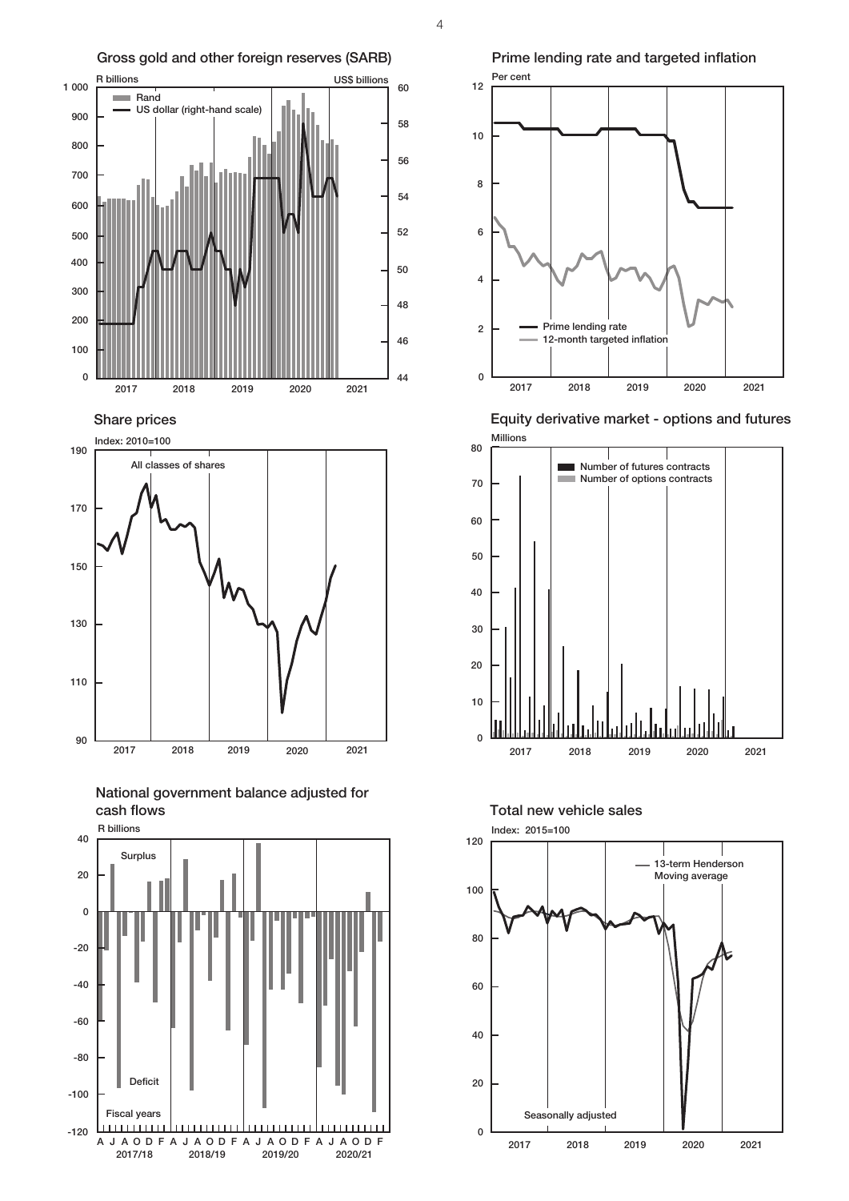## Gross gold and other foreign reserves (SARB)

R billions

US$ billions

Rand

US dollar (right-hand scale)

1 000
900
800
700
600
500
400
300
200
100
0

60
58
56
54
52
50
48
46
44

2017 2018 2019 2020 2021

## Prime lending rate and targeted inflation

Per cent

12
10
8
6
4
2
0

Prime lending rate

12-month targeted inflation

2017 2018 2019 2020 2021

## Share prices

Index: 2010=100

All classes of shares

190
170
150
130
110
90

2017 2018 2019 2020 2021

## Equity derivative market - options and futures

Millions

80
70
60
50
40
30
20
10
0

Number of futures contracts

Number of options contracts

2017 2018 2019 2020 2021

## National government balance adjusted for cash flows

R billions

40
20
0
-20
-40
-60
-80
-100
-120

Surplus

Deficit

Fiscal years

A J A O D F A J A O D F A J A O D F A J A O D F

2017/18 2018/19 2019/20 2020/21

## Total new vehicle sales

Index: 2015=100

120
100
80
60
40
20
0

13-term Henderson Moving average

Seasonally adjusted

2017 2018 2019 2020 2021